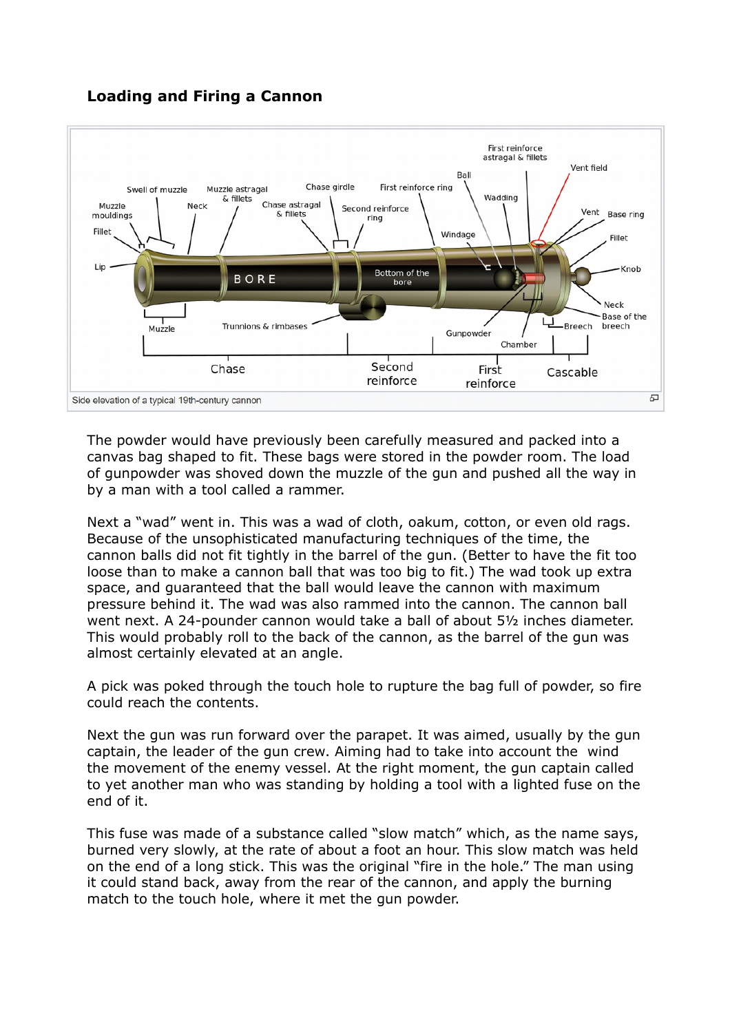## Loading and Firing a Cannon

Side elevation of a typical 19th-century cannon

The powder would have previously been carefully measured and packed into a canvas bag shaped to fit. These bags were stored in the powder room. The load of gunpowder was shoved down the muzzle of the gun and pushed all the way in by a man with a tool called a rammer.

Next a “wad” went in. This was a wad of cloth, oakum, cotton, or even old rags. Because of the unsophisticated manufacturing techniques of the time, the cannon balls did not fit tightly in the barrel of the gun. (Better to have the fit too loose than to make a cannon ball that was too big to fit.) The wad took up extra space, and guaranteed that the ball would leave the cannon with maximum pressure behind it. The wad was also rammed into the cannon. The cannon ball went next. A 24-pounder cannon would take a ball of about 5½ inches diameter. This would probably roll to the back of the cannon, as the barrel of the gun was almost certainly elevated at an angle.

A pick was poked through the touch hole to rupture the bag full of powder, so fire could reach the contents.

Next the gun was run forward over the parapet. It was aimed, usually by the gun captain, the leader of the gun crew. Aiming had to take into account the wind the movement of the enemy vessel. At the right moment, the gun captain called to yet another man who was standing by holding a tool with a lighted fuse on the end of it.

This fuse was made of a substance called “slow match” which, as the name says, burned very slowly, at the rate of about a foot an hour. This slow match was held on the end of a long stick. This was the original “fire in the hole.” The man using it could stand back, away from the rear of the cannon, and apply the burning match to the touch hole, where it met the gun powder.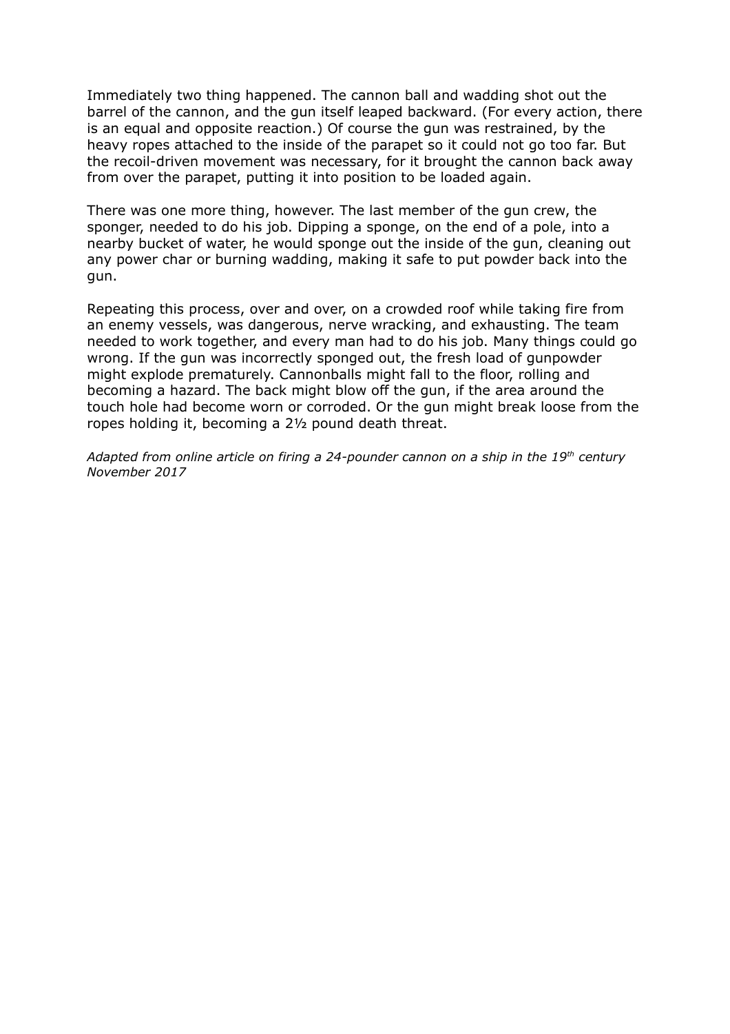Immediately two thing happened. The cannon ball and wadding shot out the barrel of the cannon, and the gun itself leaped backward. (For every action, there is an equal and opposite reaction.) Of course the gun was restrained, by the heavy ropes attached to the inside of the parapet so it could not go too far. But the recoil-driven movement was necessary, for it brought the cannon back away from over the parapet, putting it into position to be loaded again.

There was one more thing, however. The last member of the gun crew, the sponger, needed to do his job. Dipping a sponge, on the end of a pole, into a nearby bucket of water, he would sponge out the inside of the gun, cleaning out any power char or burning wadding, making it safe to put powder back into the gun.

Repeating this process, over and over, on a crowded roof while taking fire from an enemy vessels, was dangerous, nerve wracking, and exhausting. The team needed to work together, and every man had to do his job. Many things could go wrong. If the gun was incorrectly sponged out, the fresh load of gunpowder might explode prematurely. Cannonballs might fall to the floor, rolling and becoming a hazard. The back might blow off the gun, if the area around the touch hole had become worn or corroded. Or the gun might break loose from the ropes holding it, becoming a 2½ pound death threat.

*Adapted from online article on firing a 24-pounder cannon on a ship in the 19th century November 2017*